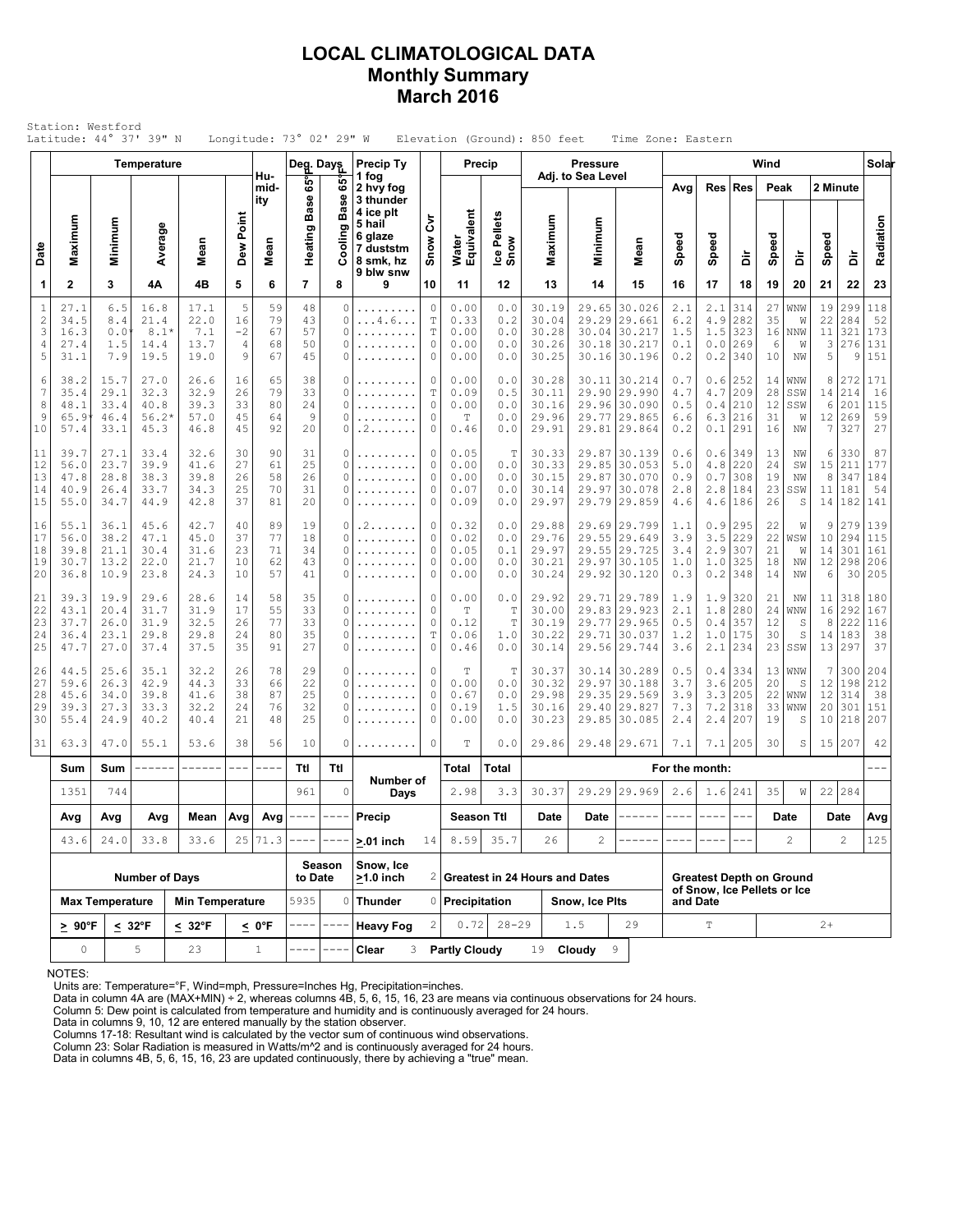# LOCAL CLIMATOLOGICAL DATA
## Monthly Summary
## March 2016

Station: Westford
Latitude: 44° 37' 39" N   Longitude: 73° 02' 29" W   Elevation (Ground): 850 feet   Time Zone: Eastern

| Date | Temperature Maximum | Temperature Minimum | Temperature Average | Temperature Mean | Dew Point | Humidity Mean | Deg. Days Heating Base 65°F | Deg. Days Cooling Base 65°F | Precip Ty | Snow Cvr | Precip Water Equivalent | Precip Ice Pellets Snow | Pressure Maximum | Pressure Minimum | Pressure Mean | Wind Avg Speed | Wind Res Speed | Wind Res Dir | Wind Peak Speed | Wind Peak Dir | Wind 2 Minute Speed | Wind 2 Minute Dir | Solar Radiation |
|---|---|---|---|---|---|---|---|---|---|---|---|---|---|---|---|---|---|---|---|---|---|---|---|
| 1 | 2 | 3 | 4A | 4B | 5 | 6 | 7 | 8 | 9 | 10 | 11 | 12 | 13 | 14 | 15 | 16 | 17 | 18 | 19 | 20 | 21 | 22 | 23 |
| 1 | 27.1 | 6.5 | 16.8 | 17.1 | 5 | 59 | 48 | 0 | ......... | 0 | 0.00 | 0.0 | 30.19 | 29.65 | 30.026 | 2.1 | 2.1 | 314 | 27 | WNW | 19 | 299 | 118 |
| 2 | 34.5 | 8.4 | 21.4 | 22.0 | 16 | 79 | 43 | 0 | ...4.6.... | T | 0.33 | 0.2 | 30.04 | 29.29 | 29.661 | 6.2 | 4.9 | 282 | 35 | W | 22 | 284 | 52 |
| 3 | 16.3 | 0.0* | 8.1* | 7.1 | -2 | 67 | 57 | 0 | ......... | T | 0.00 | 0.0 | 30.28 | 30.04 | 30.217 | 1.5 | 1.5 | 323 | 16 | NNW | 11 | 321 | 173 |
| 4 | 27.4 | 1.5 | 14.4 | 13.7 | 4 | 68 | 50 | 0 | ......... | 0 | 0.00 | 0.0 | 30.26 | 30.18 | 30.217 | 0.1 | 0.0 | 269 | 6 | W | 3 | 276 | 131 |
| 5 | 31.1 | 7.9 | 19.5 | 19.0 | 9 | 67 | 45 | 0 | ......... | 0 | 0.00 | 0.0 | 30.25 | 30.16 | 30.196 | 0.2 | 0.2 | 340 | 10 | NW | 5 | 9 | 151 |
| 6 | 38.2 | 15.7 | 27.0 | 26.6 | 16 | 65 | 38 | 0 | ......... | 0 | 0.00 | 0.0 | 30.28 | 30.11 | 30.214 | 0.7 | 0.6 | 252 | 14 | WNW | 8 | 272 | 171 |
| 7 | 35.4 | 29.1 | 32.3 | 32.9 | 26 | 79 | 33 | 0 | ......... | T | 0.09 | 0.5 | 30.11 | 29.90 | 29.990 | 4.7 | 4.7 | 209 | 28 | SSW | 14 | 214 | 16 |
| 8 | 48.1 | 33.4 | 40.8 | 39.3 | 33 | 80 | 24 | 0 | ......... | 0 | 0.00 | 0.0 | 30.16 | 29.96 | 30.090 | 0.5 | 0.4 | 210 | 12 | SSW | 6 | 201 | 115 |
| 9 | 65.9* | 46.4 | 56.2* | 57.0 | 45 | 64 | 9 | 0 | ......... | 0 | T | 0.0 | 29.96 | 29.77 | 29.865 | 6.6 | 6.3 | 216 | 31 | W | 12 | 269 | 59 |
| 10 | 57.4 | 33.1 | 45.3 | 46.8 | 45 | 92 | 20 | 0 | .2....... | 0 | 0.46 | 0.0 | 29.91 | 29.81 | 29.864 | 0.2 | 0.1 | 291 | 16 | NW | 7 | 327 | 27 |
| 11 | 39.7 | 27.1 | 33.4 | 32.6 | 30 | 90 | 31 | 0 | ......... | 0 | 0.05 | T | 30.33 | 29.87 | 30.139 | 0.6 | 0.6 | 349 | 13 | NW | 6 | 330 | 87 |
| 12 | 56.0 | 23.7 | 39.9 | 41.6 | 27 | 61 | 25 | 0 | ......... | 0 | 0.00 | 0.0 | 30.33 | 29.85 | 30.053 | 5.0 | 4.8 | 220 | 24 | SW | 15 | 211 | 177 |
| 13 | 47.8 | 28.8 | 38.3 | 39.8 | 26 | 58 | 26 | 0 | ......... | 0 | 0.00 | 0.0 | 30.15 | 29.87 | 30.070 | 0.9 | 0.7 | 308 | 19 | NW | 8 | 347 | 184 |
| 14 | 40.9 | 26.4 | 33.7 | 34.3 | 25 | 70 | 31 | 0 | ......... | 0 | 0.07 | 0.0 | 30.14 | 29.97 | 30.078 | 2.8 | 2.8 | 184 | 23 | SSW | 11 | 181 | 54 |
| 15 | 55.0 | 34.7 | 44.9 | 42.8 | 37 | 81 | 20 | 0 | ......... | 0 | 0.09 | 0.0 | 29.97 | 29.79 | 29.859 | 4.6 | 4.6 | 186 | 26 | S | 14 | 182 | 141 |
| 16 | 55.1 | 36.1 | 45.6 | 42.7 | 40 | 89 | 19 | 0 | .2....... | 0 | 0.32 | 0.0 | 29.88 | 29.69 | 29.799 | 1.1 | 0.9 | 295 | 22 | W | 9 | 279 | 139 |
| 17 | 56.0 | 38.2 | 47.1 | 45.0 | 37 | 77 | 18 | 0 | ......... | 0 | 0.02 | 0.0 | 29.76 | 29.55 | 29.649 | 3.9 | 3.5 | 229 | 22 | WSW | 10 | 294 | 115 |
| 18 | 39.8 | 21.1 | 30.4 | 31.6 | 23 | 71 | 34 | 0 | ......... | 0 | 0.05 | 0.1 | 29.97 | 29.55 | 29.725 | 3.4 | 2.9 | 307 | 21 | W | 14 | 301 | 161 |
| 19 | 30.7 | 13.2 | 22.0 | 21.7 | 10 | 62 | 43 | 0 | ......... | 0 | 0.00 | 0.0 | 30.21 | 29.97 | 30.105 | 1.0 | 1.0 | 325 | 18 | NW | 12 | 298 | 206 |
| 20 | 36.8 | 10.9 | 23.8 | 24.3 | 10 | 57 | 41 | 0 | ......... | 0 | 0.00 | 0.0 | 30.24 | 29.92 | 30.120 | 0.3 | 0.2 | 348 | 14 | NW | 6 | 30 | 205 |
| 21 | 39.3 | 19.9 | 29.6 | 28.6 | 14 | 58 | 35 | 0 | ......... | 0 | 0.00 | 0.0 | 29.92 | 29.71 | 29.789 | 1.9 | 1.9 | 320 | 21 | NW | 11 | 318 | 180 |
| 22 | 43.1 | 20.4 | 31.7 | 31.9 | 17 | 55 | 33 | 0 | ......... | 0 | T | T | 30.00 | 29.83 | 29.923 | 2.1 | 1.8 | 280 | 24 | WNW | 16 | 292 | 167 |
| 23 | 37.7 | 26.0 | 31.9 | 32.5 | 26 | 77 | 33 | 0 | ......... | 0 | 0.12 | T | 30.19 | 29.77 | 29.965 | 0.5 | 0.4 | 357 | 12 | S | 8 | 222 | 116 |
| 24 | 36.4 | 23.1 | 29.8 | 29.8 | 24 | 80 | 35 | 0 | ......... | T | 0.06 | 1.0 | 30.22 | 29.71 | 30.037 | 1.2 | 1.0 | 175 | 30 | S | 14 | 183 | 38 |
| 25 | 47.7 | 27.0 | 37.4 | 37.5 | 35 | 91 | 27 | 0 | ......... | 0 | 0.46 | 0.0 | 30.14 | 29.56 | 29.744 | 3.6 | 2.1 | 234 | 23 | SSW | 13 | 297 | 37 |
| 26 | 44.5 | 25.6 | 35.1 | 32.2 | 26 | 78 | 29 | 0 | ......... | 0 | T | T | 30.37 | 30.14 | 30.289 | 0.5 | 0.4 | 334 | 13 | WNW | 7 | 300 | 204 |
| 27 | 59.6 | 26.3 | 42.9 | 44.3 | 33 | 66 | 22 | 0 | ......... | 0 | 0.00 | 0.0 | 30.32 | 29.97 | 30.188 | 3.7 | 3.6 | 205 | 20 | S | 12 | 198 | 212 |
| 28 | 45.6 | 34.0 | 39.8 | 41.6 | 38 | 87 | 25 | 0 | ......... | 0 | 0.67 | 0.0 | 29.98 | 29.35 | 29.569 | 3.9 | 3.3 | 205 | 22 | WNW | 12 | 314 | 38 |
| 29 | 39.3 | 27.3 | 33.3 | 32.2 | 24 | 76 | 32 | 0 | ......... | 0 | 0.19 | 1.5 | 30.16 | 29.40 | 29.827 | 7.3 | 7.2 | 318 | 33 | WNW | 20 | 301 | 151 |
| 30 | 55.4 | 24.9 | 40.2 | 40.4 | 21 | 48 | 25 | 0 | ......... | 0 | 0.00 | 0.0 | 30.23 | 29.85 | 30.085 | 2.4 | 2.4 | 207 | 19 | S | 10 | 218 | 207 |
| 31 | 63.3 | 47.0 | 55.1 | 53.6 | 38 | 56 | 10 | 0 | ......... | 0 | T | 0.0 | 29.86 | 29.48 | 29.671 | 7.1 | 7.1 | 205 | 30 | S | 15 | 207 | 42 |
| | Sum | Sum | ------ | ------ | --- | ---- | Ttl | Ttl | Number of Days | | Total | Total | For the month: | | | | | | | | | | --- |
| | 1351 | 744 | | | | | 961 | 0 | | | 2.98 | 3.3 | 30.37 | 29.29 | 29.969 | 2.6 | 1.6 | 241 | 35 | W | 22 | 284 | |
| | Avg | Avg | Avg | Mean | Avg | Avg | ---- | ---- | Precip | | Season Ttl | | Date | Date | ------ | ---- | ---- | --- | Date | | Date | | Avg |
| | 43.6 | 24.0 | 33.8 | 33.6 | 25 | 71.3 | ---- | ---- | >.01 inch | 14 | 8.59 | 35.7 | 26 | 2 | ------ | ---- | ---- | --- | 2 | | 2 | | 125 |

| Number of Days | | | | Season to Date | | | | Greatest in 24 Hours and Dates | | | | Greatest Depth on Ground of Snow, Ice Pellets or Ice and Date | |
|---|---|---|---|---|---|---|---|---|---|---|---|---|---|
| | | | | | | Snow, Ice >1.0 inch | 2 | | | | | | |
| Max Temperature | | Min Temperature | | 5935 | 0 | Thunder | 0 | Precipitation | | Snow, Ice Plts | | | |
| > 90°F | < 32°F | < 32°F | < 0°F | ---- | ---- | Heavy Fog | 2 | 0.72 | 28-29 | 1.5 | 29 | T | 2+ |
| 0 | 5 | 23 | 1 | ---- | ---- | Clear | 3 | Partly Cloudy | 19 | Cloudy | 9 | | |

NOTES:
Units are: Temperature=°F, Wind=mph, Pressure=Inches Hg, Precipitation=inches.
Data in column 4A are (MAX+MIN) ÷ 2, whereas columns 4B, 5, 6, 15, 16, 23 are means via continuous observations for 24 hours.
Column 5: Dew point is calculated from temperature and humidity and is continuously averaged for 24 hours.
Data in columns 9, 10, 12 are entered manually by the station observer.
Columns 17-18: Resultant wind is calculated by the vector sum of continuous wind observations.
Column 23: Solar Radiation is measured in Watts/m^2 and is continuously averaged for 24 hours.
Data in columns 4B, 5, 6, 15, 16, 23 are updated continuously, there by achieving a "true" mean.

Precip Ty: 1 fog, 2 hvy fog, 3 thunder, 4 ice plt, 5 hail, 6 glaze, 7 duststm, 8 smk, hz, 9 blw snw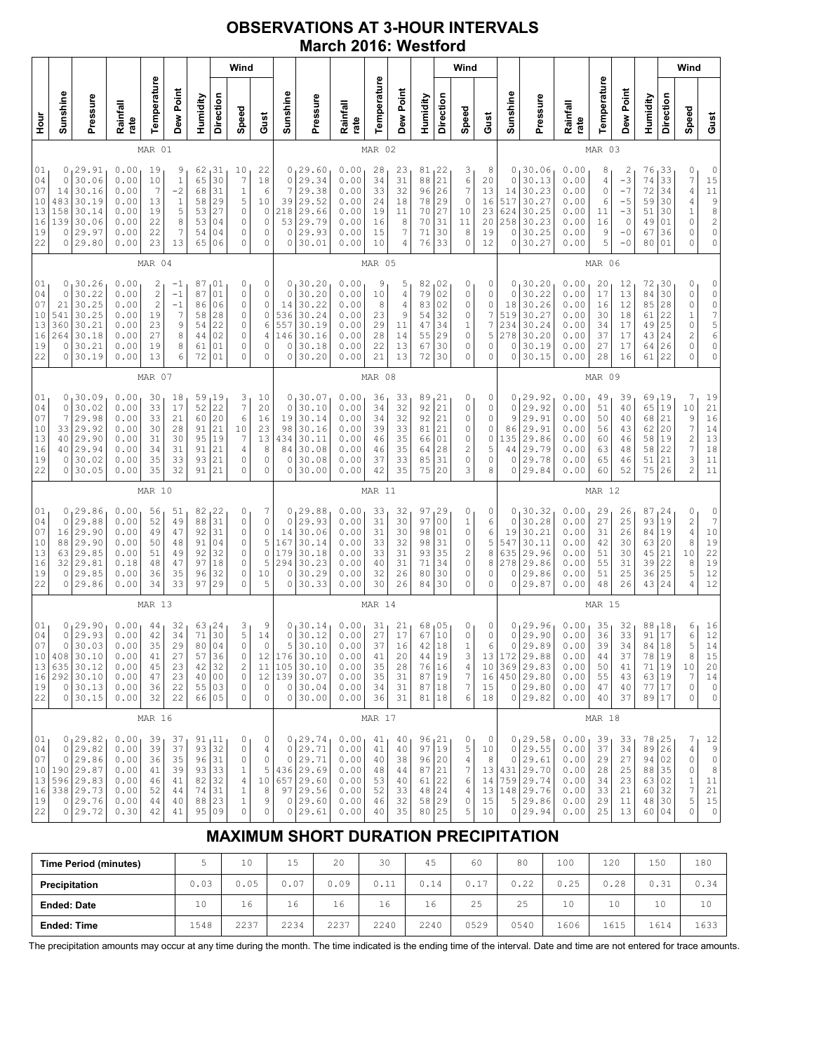# OBSERVATIONS AT 3-HOUR INTERVALS
## March 2016: Westford

### MAR 01 / MAR 02 / MAR 03

| Hour | Sunshine | Pressure | Rainfall rate | Temperature | Dew Point | Humidity | Wind Direction | Wind Speed | Wind Gust | Sunshine | Pressure | Rainfall rate | Temperature | Dew Point | Humidity | Wind Direction | Wind Speed | Wind Gust | Sunshine | Pressure | Rainfall rate | Temperature | Dew Point | Humidity | Wind Direction | Wind Speed | Wind Gust |
|---|---|---|---|---|---|---|---|---|---|---|---|---|---|---|---|---|---|---|---|---|---|---|---|---|---|---|---|
| 01 | 0 | 29.91 | 0.00 | 19 | 9 | 62 | 31 | 10 | 22 | 0 | 29.60 | 0.00 | 28 | 23 | 81 | 22 | 3 | 8 | 0 | 30.06 | 0.00 | 8 | 2 | 76 | 33 | 0 | 0 |
| 04 | 0 | 30.06 | 0.00 | 10 | 1 | 65 | 30 | 7 | 18 | 0 | 29.34 | 0.00 | 34 | 31 | 88 | 21 | 6 | 20 | 0 | 30.13 | 0.00 | 4 | -3 | 74 | 33 | 7 | 15 |
| 07 | 14 | 30.16 | 0.00 | 7 | -2 | 68 | 31 | 1 | 6 | 7 | 29.38 | 0.00 | 33 | 32 | 96 | 26 | 7 | 13 | 14 | 30.23 | 0.00 | 0 | -7 | 72 | 34 | 4 | 11 |
| 10 | 483 | 30.19 | 0.00 | 13 | 1 | 58 | 29 | 5 | 10 | 39 | 29.52 | 0.00 | 24 | 18 | 78 | 29 | 0 | 16 | 517 | 30.27 | 0.00 | 6 | -5 | 59 | 30 | 4 | 9 |
| 13 | 158 | 30.14 | 0.00 | 19 | 5 | 53 | 27 | 0 | 0 | 218 | 29.66 | 0.00 | 19 | 11 | 70 | 27 | 10 | 23 | 624 | 30.25 | 0.00 | 11 | -3 | 51 | 30 | 1 | 8 |
| 16 | 139 | 30.06 | 0.00 | 22 | 8 | 53 | 04 | 0 | 0 | 53 | 29.79 | 0.00 | 16 | 8 | 70 | 31 | 11 | 20 | 258 | 30.23 | 0.00 | 16 | 0 | 49 | 01 | 0 | 2 |
| 19 | 0 | 29.97 | 0.00 | 22 | 7 | 54 | 04 | 0 | 0 | 0 | 29.93 | 0.00 | 15 | 7 | 71 | 30 | 8 | 19 | 0 | 30.25 | 0.00 | 9 | -0 | 67 | 36 | 0 | 0 |
| 22 | 0 | 29.80 | 0.00 | 23 | 13 | 65 | 06 | 0 | 0 | 0 | 30.01 | 0.00 | 10 | 4 | 76 | 33 | 0 | 12 | 0 | 30.27 | 0.00 | 5 | -0 | 80 | 01 | 0 | 0 |

### MAR 04 / MAR 05 / MAR 06

| Hour | Sunshine | Pressure | Rainfall rate | Temperature | Dew Point | Humidity | Wind Direction | Wind Speed | Wind Gust | Sunshine | Pressure | Rainfall rate | Temperature | Dew Point | Humidity | Wind Direction | Wind Speed | Wind Gust | Sunshine | Pressure | Rainfall rate | Temperature | Dew Point | Humidity | Wind Direction | Wind Speed | Wind Gust |
|---|---|---|---|---|---|---|---|---|---|---|---|---|---|---|---|---|---|---|---|---|---|---|---|---|---|---|---|
| 01 | 0 | 30.26 | 0.00 | 2 | -1 | 87 | 01 | 0 | 0 | 0 | 30.20 | 0.00 | 9 | 5 | 82 | 02 | 0 | 0 | 0 | 30.20 | 0.00 | 20 | 12 | 72 | 30 | 0 | 0 |
| 04 | 0 | 30.22 | 0.00 | 2 | -1 | 87 | 01 | 0 | 0 | 0 | 30.20 | 0.00 | 10 | 4 | 79 | 02 | 0 | 0 | 0 | 30.22 | 0.00 | 17 | 13 | 84 | 30 | 0 | 0 |
| 07 | 21 | 30.25 | 0.00 | 2 | -1 | 86 | 06 | 0 | 0 | 14 | 30.22 | 0.00 | 8 | 4 | 83 | 02 | 0 | 0 | 18 | 30.26 | 0.00 | 16 | 12 | 85 | 28 | 0 | 0 |
| 10 | 541 | 30.25 | 0.00 | 19 | 7 | 58 | 28 | 0 | 0 | 536 | 30.24 | 0.00 | 23 | 9 | 54 | 32 | 0 | 7 | 519 | 30.27 | 0.00 | 30 | 18 | 61 | 22 | 1 | 7 |
| 13 | 360 | 30.21 | 0.00 | 23 | 9 | 54 | 22 | 0 | 6 | 557 | 30.19 | 0.00 | 29 | 11 | 47 | 34 | 1 | 7 | 234 | 30.24 | 0.00 | 34 | 17 | 49 | 25 | 0 | 5 |
| 16 | 264 | 30.18 | 0.00 | 27 | 8 | 44 | 02 | 0 | 4 | 146 | 30.16 | 0.00 | 28 | 14 | 55 | 29 | 0 | 5 | 278 | 30.20 | 0.00 | 37 | 17 | 43 | 24 | 2 | 6 |
| 19 | 0 | 30.21 | 0.00 | 19 | 8 | 61 | 01 | 0 | 0 | 0 | 30.18 | 0.00 | 22 | 13 | 67 | 30 | 0 | 0 | 0 | 30.19 | 0.00 | 27 | 17 | 64 | 26 | 0 | 0 |
| 22 | 0 | 30.19 | 0.00 | 13 | 6 | 72 | 01 | 0 | 0 | 0 | 30.20 | 0.00 | 21 | 13 | 72 | 30 | 0 | 0 | 0 | 30.15 | 0.00 | 28 | 16 | 61 | 22 | 0 | 0 |

### MAR 07 / MAR 08 / MAR 09

| Hour | Sunshine | Pressure | Rainfall rate | Temperature | Dew Point | Humidity | Wind Direction | Wind Speed | Wind Gust | Sunshine | Pressure | Rainfall rate | Temperature | Dew Point | Humidity | Wind Direction | Wind Speed | Wind Gust | Sunshine | Pressure | Rainfall rate | Temperature | Dew Point | Humidity | Wind Direction | Wind Speed | Wind Gust |
|---|---|---|---|---|---|---|---|---|---|---|---|---|---|---|---|---|---|---|---|---|---|---|---|---|---|---|---|
| 01 | 0 | 30.09 | 0.00 | 30 | 18 | 59 | 19 | 3 | 10 | 0 | 30.07 | 0.00 | 36 | 33 | 89 | 21 | 0 | 0 | 0 | 29.92 | 0.00 | 49 | 39 | 69 | 19 | 7 | 19 |
| 04 | 0 | 30.02 | 0.00 | 33 | 17 | 52 | 22 | 7 | 20 | 0 | 30.10 | 0.00 | 34 | 32 | 92 | 21 | 0 | 0 | 0 | 29.92 | 0.00 | 51 | 40 | 65 | 19 | 10 | 21 |
| 07 | 7 | 29.98 | 0.00 | 33 | 21 | 60 | 20 | 6 | 16 | 19 | 30.14 | 0.00 | 34 | 32 | 92 | 21 | 0 | 0 | 9 | 29.91 | 0.00 | 50 | 40 | 68 | 21 | 9 | 16 |
| 10 | 33 | 29.92 | 0.00 | 30 | 28 | 91 | 21 | 10 | 23 | 98 | 30.16 | 0.00 | 39 | 33 | 81 | 21 | 0 | 0 | 86 | 29.91 | 0.00 | 56 | 43 | 62 | 20 | 7 | 14 |
| 13 | 40 | 29.90 | 0.00 | 31 | 30 | 95 | 19 | 7 | 13 | 434 | 30.11 | 0.00 | 46 | 35 | 66 | 01 | 0 | 0 | 135 | 29.86 | 0.00 | 60 | 46 | 58 | 19 | 2 | 13 |
| 16 | 40 | 29.94 | 0.00 | 34 | 31 | 91 | 21 | 4 | 8 | 84 | 30.08 | 0.00 | 46 | 35 | 64 | 28 | 2 | 5 | 44 | 29.79 | 0.00 | 63 | 48 | 58 | 22 | 7 | 18 |
| 19 | 0 | 30.02 | 0.00 | 35 | 33 | 93 | 21 | 0 | 0 | 0 | 30.08 | 0.00 | 37 | 33 | 85 | 31 | 0 | 0 | 0 | 29.78 | 0.00 | 65 | 46 | 51 | 21 | 3 | 11 |
| 22 | 0 | 30.05 | 0.00 | 35 | 32 | 91 | 21 | 0 | 0 | 0 | 30.00 | 0.00 | 42 | 35 | 75 | 20 | 3 | 8 | 0 | 29.84 | 0.00 | 60 | 52 | 75 | 26 | 2 | 11 |

### MAR 10 / MAR 11 / MAR 12

| Hour | Sunshine | Pressure | Rainfall rate | Temperature | Dew Point | Humidity | Wind Direction | Wind Speed | Wind Gust | Sunshine | Pressure | Rainfall rate | Temperature | Dew Point | Humidity | Wind Direction | Wind Speed | Wind Gust | Sunshine | Pressure | Rainfall rate | Temperature | Dew Point | Humidity | Wind Direction | Wind Speed | Wind Gust |
|---|---|---|---|---|---|---|---|---|---|---|---|---|---|---|---|---|---|---|---|---|---|---|---|---|---|---|---|
| 01 | 0 | 29.86 | 0.00 | 56 | 51 | 82 | 22 | 0 | 7 | 0 | 29.88 | 0.00 | 33 | 32 | 97 | 29 | 0 | 0 | 0 | 30.32 | 0.00 | 29 | 26 | 87 | 24 | 0 | 0 |
| 04 | 0 | 29.88 | 0.00 | 52 | 49 | 88 | 31 | 0 | 0 | 0 | 29.93 | 0.00 | 31 | 30 | 97 | 00 | 1 | 6 | 0 | 30.28 | 0.00 | 27 | 25 | 93 | 19 | 2 | 7 |
| 07 | 16 | 29.90 | 0.00 | 49 | 47 | 92 | 31 | 0 | 0 | 14 | 30.06 | 0.00 | 31 | 30 | 98 | 01 | 0 | 6 | 19 | 30.21 | 0.00 | 31 | 26 | 84 | 19 | 4 | 10 |
| 10 | 88 | 29.90 | 0.00 | 50 | 48 | 91 | 04 | 0 | 5 | 167 | 30.14 | 0.00 | 33 | 32 | 98 | 31 | 0 | 5 | 547 | 30.11 | 0.00 | 42 | 30 | 63 | 20 | 8 | 19 |
| 13 | 63 | 29.85 | 0.00 | 51 | 49 | 92 | 32 | 0 | 0 | 179 | 30.18 | 0.00 | 33 | 31 | 93 | 35 | 2 | 8 | 635 | 29.96 | 0.00 | 51 | 30 | 45 | 21 | 10 | 22 |
| 16 | 32 | 29.81 | 0.18 | 48 | 47 | 97 | 18 | 0 | 5 | 294 | 30.23 | 0.00 | 40 | 31 | 71 | 34 | 0 | 8 | 278 | 29.86 | 0.00 | 55 | 31 | 39 | 22 | 8 | 19 |
| 19 | 0 | 29.85 | 0.00 | 36 | 35 | 96 | 32 | 0 | 10 | 0 | 30.29 | 0.00 | 32 | 26 | 80 | 30 | 0 | 0 | 0 | 29.86 | 0.00 | 51 | 25 | 36 | 25 | 5 | 12 |
| 22 | 0 | 29.86 | 0.00 | 34 | 33 | 97 | 29 | 0 | 5 | 0 | 30.33 | 0.00 | 30 | 26 | 84 | 30 | 0 | 0 | 0 | 29.87 | 0.00 | 48 | 26 | 43 | 24 | 4 | 12 |

### MAR 13 / MAR 14 / MAR 15

| Hour | Sunshine | Pressure | Rainfall rate | Temperature | Dew Point | Humidity | Wind Direction | Wind Speed | Wind Gust | Sunshine | Pressure | Rainfall rate | Temperature | Dew Point | Humidity | Wind Direction | Wind Speed | Wind Gust | Sunshine | Pressure | Rainfall rate | Temperature | Dew Point | Humidity | Wind Direction | Wind Speed | Wind Gust |
|---|---|---|---|---|---|---|---|---|---|---|---|---|---|---|---|---|---|---|---|---|---|---|---|---|---|---|---|
| 01 | 0 | 29.90 | 0.00 | 44 | 32 | 63 | 24 | 3 | 9 | 0 | 30.14 | 0.00 | 31 | 21 | 68 | 05 | 0 | 0 | 0 | 29.96 | 0.00 | 35 | 32 | 88 | 18 | 6 | 16 |
| 04 | 0 | 29.93 | 0.00 | 42 | 34 | 71 | 30 | 5 | 14 | 0 | 30.12 | 0.00 | 27 | 17 | 67 | 10 | 0 | 0 | 0 | 29.90 | 0.00 | 36 | 33 | 91 | 17 | 6 | 12 |
| 07 | 0 | 30.03 | 0.00 | 35 | 29 | 80 | 04 | 0 | 0 | 5 | 30.10 | 0.00 | 37 | 16 | 42 | 18 | 1 | 6 | 0 | 29.89 | 0.00 | 39 | 34 | 84 | 18 | 5 | 14 |
| 10 | 408 | 30.10 | 0.00 | 41 | 27 | 57 | 36 | 0 | 12 | 176 | 30.10 | 0.00 | 41 | 20 | 44 | 19 | 3 | 13 | 172 | 29.88 | 0.00 | 44 | 37 | 78 | 19 | 8 | 15 |
| 13 | 635 | 30.12 | 0.00 | 45 | 23 | 42 | 32 | 2 | 11 | 105 | 30.10 | 0.00 | 35 | 28 | 76 | 16 | 4 | 10 | 369 | 29.83 | 0.00 | 50 | 41 | 71 | 19 | 10 | 20 |
| 16 | 292 | 30.10 | 0.00 | 47 | 23 | 40 | 00 | 0 | 12 | 139 | 30.07 | 0.00 | 35 | 31 | 87 | 19 | 7 | 16 | 450 | 29.80 | 0.00 | 55 | 43 | 63 | 19 | 7 | 14 |
| 19 | 0 | 30.13 | 0.00 | 36 | 22 | 55 | 03 | 0 | 0 | 0 | 30.04 | 0.00 | 34 | 31 | 87 | 18 | 7 | 15 | 0 | 29.80 | 0.00 | 47 | 40 | 77 | 17 | 0 | 0 |
| 22 | 0 | 30.15 | 0.00 | 32 | 22 | 66 | 05 | 0 | 0 | 0 | 30.00 | 0.00 | 36 | 31 | 81 | 18 | 6 | 18 | 0 | 29.82 | 0.00 | 40 | 37 | 89 | 17 | 0 | 0 |

### MAR 16 / MAR 17 / MAR 18

| Hour | Sunshine | Pressure | Rainfall rate | Temperature | Dew Point | Humidity | Wind Direction | Wind Speed | Wind Gust | Sunshine | Pressure | Rainfall rate | Temperature | Dew Point | Humidity | Wind Direction | Wind Speed | Wind Gust | Sunshine | Pressure | Rainfall rate | Temperature | Dew Point | Humidity | Wind Direction | Wind Speed | Wind Gust |
|---|---|---|---|---|---|---|---|---|---|---|---|---|---|---|---|---|---|---|---|---|---|---|---|---|---|---|---|
| 01 | 0 | 29.82 | 0.00 | 39 | 37 | 91 | 11 | 0 | 0 | 0 | 29.74 | 0.00 | 41 | 40 | 96 | 21 | 0 | 0 | 0 | 29.58 | 0.00 | 39 | 33 | 78 | 25 | 7 | 12 |
| 04 | 0 | 29.82 | 0.00 | 39 | 37 | 93 | 32 | 0 | 4 | 0 | 29.71 | 0.00 | 41 | 40 | 97 | 19 | 5 | 10 | 0 | 29.55 | 0.00 | 37 | 34 | 89 | 26 | 4 | 9 |
| 07 | 0 | 29.86 | 0.00 | 36 | 35 | 96 | 31 | 0 | 0 | 0 | 29.71 | 0.00 | 40 | 38 | 96 | 20 | 4 | 8 | 0 | 29.61 | 0.00 | 29 | 27 | 94 | 02 | 0 | 0 |
| 10 | 190 | 29.87 | 0.00 | 41 | 39 | 93 | 33 | 1 | 5 | 436 | 29.69 | 0.00 | 48 | 44 | 87 | 21 | 7 | 13 | 431 | 29.70 | 0.00 | 28 | 25 | 88 | 35 | 0 | 8 |
| 13 | 596 | 29.83 | 0.00 | 46 | 41 | 82 | 32 | 4 | 10 | 657 | 29.60 | 0.00 | 53 | 40 | 61 | 22 | 6 | 14 | 759 | 29.74 | 0.00 | 34 | 23 | 63 | 02 | 1 | 11 |
| 16 | 338 | 29.73 | 0.00 | 52 | 44 | 74 | 31 | 1 | 8 | 97 | 29.56 | 0.00 | 52 | 33 | 48 | 24 | 4 | 13 | 148 | 29.76 | 0.00 | 33 | 21 | 60 | 32 | 7 | 21 |
| 19 | 0 | 29.76 | 0.00 | 44 | 40 | 88 | 23 | 1 | 9 | 0 | 29.60 | 0.00 | 46 | 32 | 58 | 29 | 0 | 15 | 5 | 29.86 | 0.00 | 29 | 11 | 48 | 30 | 5 | 15 |
| 22 | 0 | 29.72 | 0.30 | 42 | 41 | 95 | 09 | 0 | 0 | 0 | 29.61 | 0.00 | 40 | 35 | 80 | 25 | 5 | 10 | 0 | 29.94 | 0.00 | 25 | 13 | 60 | 04 | 0 | 0 |

## MAXIMUM SHORT DURATION PRECIPITATION

| Time Period (minutes) | 5 | 10 | 15 | 20 | 30 | 45 | 60 | 80 | 100 | 120 | 150 | 180 |
|---|---|---|---|---|---|---|---|---|---|---|---|---|
| **Precipitation** | 0.03 | 0.05 | 0.07 | 0.09 | 0.11 | 0.14 | 0.17 | 0.22 | 0.25 | 0.28 | 0.31 | 0.34 |
| **Ended: Date** | 10 | 16 | 16 | 16 | 16 | 16 | 25 | 25 | 10 | 10 | 10 | 10 |
| **Ended: Time** | 1548 | 2237 | 2234 | 2237 | 2240 | 2240 | 0529 | 0540 | 1606 | 1615 | 1614 | 1633 |

The precipitation amounts may occur at any time during the month. The time indicated is the ending time of the interval. Date and time are not entered for trace amounts.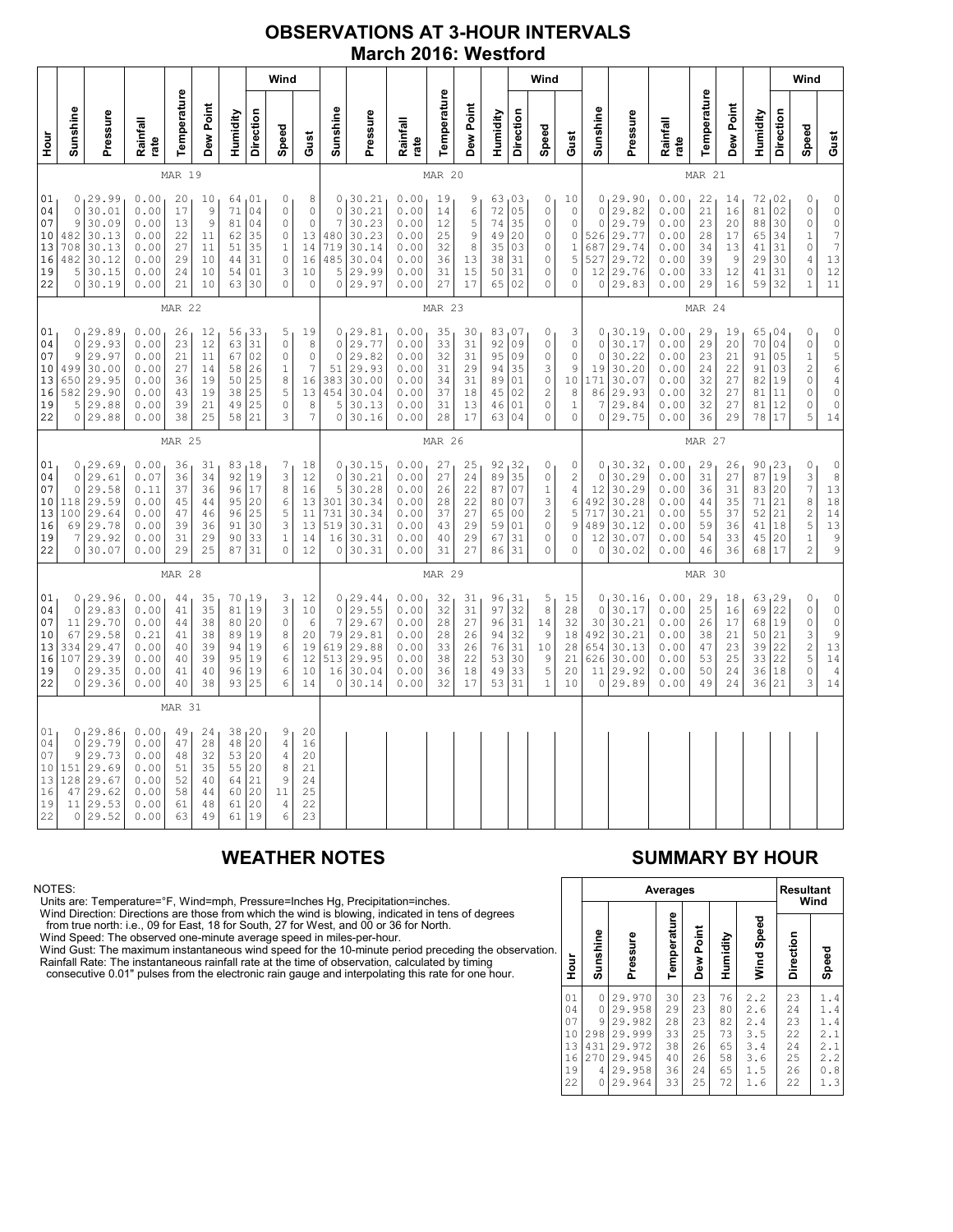# OBSERVATIONS AT 3-HOUR INTERVALS

## March 2016: Westford

### MAR 19

| Hour | Sunshine | Pressure | Rainfall rate | Temperature | Dew Point | Humidity | Wind Direction | Wind Speed | Wind Gust |
|---|---|---|---|---|---|---|---|---|---|
| 01 | 0 | 29.99 | 0.00 | 20 | 10 | 64 | 01 | 0 | 8 |
| 04 | 0 | 30.01 | 0.00 | 17 | 9 | 71 | 04 | 0 | 0 |
| 07 | 9 | 30.09 | 0.00 | 13 | 9 | 81 | 04 | 0 | 0 |
| 10 | 482 | 30.13 | 0.00 | 22 | 11 | 62 | 35 | 0 | 13 |
| 13 | 708 | 30.13 | 0.00 | 27 | 11 | 51 | 35 | 1 | 14 |
| 16 | 482 | 30.12 | 0.00 | 29 | 10 | 44 | 31 | 0 | 16 |
| 19 | 5 | 30.15 | 0.00 | 24 | 10 | 54 | 01 | 3 | 10 |
| 22 | 0 | 30.19 | 0.00 | 21 | 10 | 63 | 30 | 0 | 0 |

### MAR 20

| Hour | Sunshine | Pressure | Rainfall rate | Temperature | Dew Point | Humidity | Wind Direction | Wind Speed | Wind Gust |
|---|---|---|---|---|---|---|---|---|---|
| 01 | 0 | 30.21 | 0.00 | 19 | 9 | 63 | 03 | 0 | 10 |
| 04 | 0 | 30.21 | 0.00 | 14 | 6 | 72 | 05 | 0 | 0 |
| 07 | 7 | 30.23 | 0.00 | 12 | 5 | 74 | 35 | 0 | 0 |
| 10 | 480 | 30.23 | 0.00 | 25 | 9 | 49 | 20 | 0 | 0 |
| 13 | 719 | 30.14 | 0.00 | 32 | 8 | 35 | 03 | 0 | 1 |
| 16 | 485 | 30.04 | 0.00 | 36 | 13 | 38 | 31 | 0 | 5 |
| 19 | 5 | 29.99 | 0.00 | 31 | 15 | 50 | 31 | 0 | 0 |
| 22 | 0 | 29.97 | 0.00 | 27 | 17 | 65 | 02 | 0 | 0 |

### MAR 21

| Hour | Sunshine | Pressure | Rainfall rate | Temperature | Dew Point | Humidity | Wind Direction | Wind Speed | Wind Gust |
|---|---|---|---|---|---|---|---|---|---|
| 01 | 0 | 29.90 | 0.00 | 22 | 14 | 72 | 02 | 0 | 0 |
| 04 | 0 | 29.82 | 0.00 | 21 | 16 | 81 | 02 | 0 | 0 |
| 07 | 0 | 29.79 | 0.00 | 23 | 20 | 88 | 30 | 0 | 0 |
| 10 | 526 | 29.77 | 0.00 | 28 | 17 | 65 | 34 | 1 | 7 |
| 13 | 687 | 29.74 | 0.00 | 34 | 13 | 41 | 31 | 0 | 7 |
| 16 | 527 | 29.72 | 0.00 | 39 | 9 | 29 | 30 | 4 | 13 |
| 19 | 12 | 29.76 | 0.00 | 33 | 12 | 41 | 31 | 0 | 12 |
| 22 | 0 | 29.83 | 0.00 | 29 | 16 | 59 | 32 | 1 | 11 |

### MAR 22

| Hour | Sunshine | Pressure | Rainfall rate | Temperature | Dew Point | Humidity | Wind Direction | Wind Speed | Wind Gust |
|---|---|---|---|---|---|---|---|---|---|
| 01 | 0 | 29.89 | 0.00 | 26 | 12 | 56 | 33 | 5 | 19 |
| 04 | 0 | 29.93 | 0.00 | 23 | 12 | 63 | 31 | 0 | 8 |
| 07 | 9 | 29.97 | 0.00 | 21 | 11 | 67 | 02 | 0 | 0 |
| 10 | 499 | 30.00 | 0.00 | 27 | 14 | 58 | 26 | 1 | 7 |
| 13 | 650 | 29.95 | 0.00 | 36 | 19 | 50 | 25 | 8 | 16 |
| 16 | 582 | 29.90 | 0.00 | 43 | 19 | 38 | 25 | 5 | 13 |
| 19 | 5 | 29.88 | 0.00 | 39 | 21 | 49 | 25 | 0 | 8 |
| 22 | 0 | 29.88 | 0.00 | 38 | 25 | 58 | 21 | 3 | 7 |

### MAR 23

| Hour | Sunshine | Pressure | Rainfall rate | Temperature | Dew Point | Humidity | Wind Direction | Wind Speed | Wind Gust |
|---|---|---|---|---|---|---|---|---|---|
| 01 | 0 | 29.81 | 0.00 | 35 | 30 | 83 | 07 | 0 | 3 |
| 04 | 0 | 29.77 | 0.00 | 33 | 31 | 92 | 09 | 0 | 0 |
| 07 | 0 | 29.82 | 0.00 | 32 | 31 | 95 | 09 | 0 | 0 |
| 10 | 51 | 29.93 | 0.00 | 31 | 29 | 94 | 35 | 3 | 9 |
| 13 | 383 | 30.00 | 0.00 | 34 | 31 | 89 | 01 | 0 | 10 |
| 16 | 454 | 30.04 | 0.00 | 37 | 18 | 45 | 02 | 2 | 8 |
| 19 | 5 | 30.13 | 0.00 | 31 | 13 | 46 | 01 | 0 | 1 |
| 22 | 0 | 30.16 | 0.00 | 28 | 17 | 63 | 04 | 0 | 0 |

### MAR 24

| Hour | Sunshine | Pressure | Rainfall rate | Temperature | Dew Point | Humidity | Wind Direction | Wind Speed | Wind Gust |
|---|---|---|---|---|---|---|---|---|---|
| 01 | 0 | 30.19 | 0.00 | 29 | 19 | 65 | 04 | 0 | 0 |
| 04 | 0 | 30.17 | 0.00 | 29 | 20 | 70 | 04 | 0 | 0 |
| 07 | 0 | 30.22 | 0.00 | 23 | 21 | 91 | 05 | 1 | 5 |
| 10 | 19 | 30.20 | 0.00 | 24 | 22 | 91 | 03 | 2 | 6 |
| 13 | 171 | 30.07 | 0.00 | 32 | 27 | 82 | 19 | 0 | 4 |
| 16 | 86 | 29.93 | 0.00 | 32 | 27 | 81 | 11 | 0 | 0 |
| 19 | 7 | 29.84 | 0.00 | 32 | 27 | 81 | 12 | 0 | 0 |
| 22 | 0 | 29.75 | 0.00 | 36 | 29 | 78 | 17 | 5 | 14 |

### MAR 25

| Hour | Sunshine | Pressure | Rainfall rate | Temperature | Dew Point | Humidity | Wind Direction | Wind Speed | Wind Gust |
|---|---|---|---|---|---|---|---|---|---|
| 01 | 0 | 29.69 | 0.00 | 36 | 31 | 83 | 18 | 7 | 18 |
| 04 | 0 | 29.61 | 0.07 | 36 | 34 | 92 | 19 | 3 | 12 |
| 07 | 0 | 29.58 | 0.11 | 37 | 36 | 96 | 17 | 8 | 16 |
| 10 | 118 | 29.59 | 0.00 | 45 | 44 | 95 | 20 | 6 | 13 |
| 13 | 100 | 29.64 | 0.00 | 47 | 46 | 96 | 25 | 5 | 11 |
| 16 | 69 | 29.78 | 0.00 | 39 | 36 | 91 | 30 | 3 | 13 |
| 19 | 7 | 29.92 | 0.00 | 31 | 29 | 90 | 33 | 1 | 14 |
| 22 | 0 | 30.07 | 0.00 | 29 | 25 | 87 | 31 | 0 | 12 |

### MAR 26

| Hour | Sunshine | Pressure | Rainfall rate | Temperature | Dew Point | Humidity | Wind Direction | Wind Speed | Wind Gust |
|---|---|---|---|---|---|---|---|---|---|
| 01 | 0 | 30.15 | 0.00 | 27 | 25 | 92 | 32 | 0 | 0 |
| 04 | 0 | 30.21 | 0.00 | 27 | 24 | 89 | 35 | 0 | 2 |
| 07 | 5 | 30.28 | 0.00 | 26 | 22 | 87 | 07 | 1 | 4 |
| 10 | 301 | 30.34 | 0.00 | 28 | 22 | 80 | 07 | 3 | 6 |
| 13 | 731 | 30.34 | 0.00 | 37 | 27 | 65 | 00 | 2 | 5 |
| 16 | 519 | 30.31 | 0.00 | 43 | 29 | 59 | 01 | 0 | 9 |
| 19 | 16 | 30.31 | 0.00 | 40 | 29 | 67 | 31 | 0 | 0 |
| 22 | 0 | 30.31 | 0.00 | 31 | 27 | 86 | 31 | 0 | 0 |

### MAR 27

| Hour | Sunshine | Pressure | Rainfall rate | Temperature | Dew Point | Humidity | Wind Direction | Wind Speed | Wind Gust |
|---|---|---|---|---|---|---|---|---|---|
| 01 | 0 | 30.32 | 0.00 | 29 | 26 | 90 | 23 | 0 | 0 |
| 04 | 0 | 30.29 | 0.00 | 31 | 27 | 87 | 19 | 3 | 8 |
| 07 | 12 | 30.29 | 0.00 | 36 | 31 | 83 | 20 | 7 | 13 |
| 10 | 492 | 30.28 | 0.00 | 44 | 35 | 71 | 21 | 8 | 18 |
| 13 | 717 | 30.21 | 0.00 | 55 | 37 | 52 | 21 | 2 | 14 |
| 16 | 489 | 30.12 | 0.00 | 59 | 36 | 41 | 18 | 5 | 13 |
| 19 | 12 | 30.07 | 0.00 | 54 | 33 | 45 | 20 | 1 | 9 |
| 22 | 0 | 30.02 | 0.00 | 46 | 36 | 68 | 17 | 2 | 9 |

### MAR 28

| Hour | Sunshine | Pressure | Rainfall rate | Temperature | Dew Point | Humidity | Wind Direction | Wind Speed | Wind Gust |
|---|---|---|---|---|---|---|---|---|---|
| 01 | 0 | 29.96 | 0.00 | 44 | 35 | 70 | 19 | 3 | 12 |
| 04 | 0 | 29.83 | 0.00 | 41 | 35 | 81 | 19 | 3 | 10 |
| 07 | 11 | 29.70 | 0.00 | 44 | 38 | 80 | 20 | 0 | 6 |
| 10 | 67 | 29.58 | 0.21 | 41 | 38 | 89 | 19 | 8 | 20 |
| 13 | 334 | 29.47 | 0.00 | 40 | 39 | 94 | 19 | 6 | 19 |
| 16 | 107 | 29.39 | 0.00 | 40 | 39 | 95 | 19 | 6 | 12 |
| 19 | 0 | 29.35 | 0.00 | 41 | 40 | 96 | 19 | 6 | 10 |
| 22 | 0 | 29.36 | 0.00 | 40 | 38 | 93 | 25 | 6 | 14 |

### MAR 29

| Hour | Sunshine | Pressure | Rainfall rate | Temperature | Dew Point | Humidity | Wind Direction | Wind Speed | Wind Gust |
|---|---|---|---|---|---|---|---|---|---|
| 01 | 0 | 29.44 | 0.00 | 32 | 31 | 96 | 31 | 5 | 15 |
| 04 | 0 | 29.55 | 0.00 | 32 | 31 | 97 | 32 | 8 | 28 |
| 07 | 7 | 29.67 | 0.00 | 28 | 27 | 96 | 31 | 14 | 32 |
| 10 | 79 | 29.81 | 0.00 | 28 | 26 | 94 | 32 | 9 | 18 |
| 13 | 619 | 29.88 | 0.00 | 33 | 26 | 76 | 31 | 10 | 28 |
| 16 | 513 | 29.95 | 0.00 | 38 | 22 | 53 | 30 | 9 | 21 |
| 19 | 16 | 30.04 | 0.00 | 36 | 18 | 49 | 33 | 5 | 20 |
| 22 | 0 | 30.14 | 0.00 | 32 | 17 | 53 | 31 | 1 | 10 |

### MAR 30

| Hour | Sunshine | Pressure | Rainfall rate | Temperature | Dew Point | Humidity | Wind Direction | Wind Speed | Wind Gust |
|---|---|---|---|---|---|---|---|---|---|
| 01 | 0 | 30.16 | 0.00 | 29 | 18 | 63 | 29 | 0 | 0 |
| 04 | 0 | 30.17 | 0.00 | 25 | 16 | 69 | 22 | 0 | 0 |
| 07 | 30 | 30.21 | 0.00 | 26 | 17 | 68 | 19 | 0 | 0 |
| 10 | 492 | 30.21 | 0.00 | 38 | 21 | 50 | 21 | 3 | 9 |
| 13 | 654 | 30.13 | 0.00 | 47 | 23 | 39 | 22 | 2 | 13 |
| 16 | 626 | 30.00 | 0.00 | 53 | 25 | 33 | 22 | 5 | 14 |
| 19 | 11 | 29.92 | 0.00 | 50 | 24 | 36 | 18 | 0 | 4 |
| 22 | 0 | 29.89 | 0.00 | 49 | 24 | 36 | 21 | 3 | 14 |

### MAR 31

| Hour | Sunshine | Pressure | Rainfall rate | Temperature | Dew Point | Humidity | Wind Direction | Wind Speed | Wind Gust |
|---|---|---|---|---|---|---|---|---|---|
| 01 | 0 | 29.86 | 0.00 | 49 | 24 | 38 | 20 | 9 | 20 |
| 04 | 0 | 29.79 | 0.00 | 47 | 28 | 48 | 20 | 4 | 16 |
| 07 | 9 | 29.73 | 0.00 | 48 | 32 | 53 | 20 | 4 | 20 |
| 10 | 151 | 29.69 | 0.00 | 51 | 35 | 55 | 20 | 8 | 21 |
| 13 | 128 | 29.67 | 0.00 | 52 | 40 | 64 | 21 | 9 | 24 |
| 16 | 47 | 29.62 | 0.00 | 58 | 44 | 60 | 20 | 11 | 25 |
| 19 | 11 | 29.53 | 0.00 | 61 | 48 | 61 | 20 | 4 | 22 |
| 22 | 0 | 29.52 | 0.00 | 63 | 49 | 61 | 19 | 6 | 23 |

## WEATHER NOTES

NOTES:
Units are: Temperature=°F, Wind=mph, Pressure=Inches Hg, Precipitation=inches.
Wind Direction: Directions are those from which the wind is blowing, indicated in tens of degrees from true north: i.e., 09 for East, 18 for South, 27 for West, and 00 or 36 for North.
Wind Speed: The observed one-minute average speed in miles-per-hour.
Wind Gust: The maximum instantaneous wind speed for the 10-minute period preceding the observation.
Rainfall Rate: The instantaneous rainfall rate at the time of observation, calculated by timing consecutive 0.01" pulses from the electronic rain gauge and interpolating this rate for one hour.

## SUMMARY BY HOUR

| Hour | Averages | | | | | | Resultant Wind | |
|---|---|---|---|---|---|---|---|---|
| | Sunshine | Pressure | Temperature | Dew Point | Humidity | Wind Speed | Direction | Speed |
| 01 | 0 | 29.970 | 30 | 23 | 76 | 2.2 | 23 | 1.4 |
| 04 | 0 | 29.958 | 29 | 23 | 80 | 2.6 | 24 | 1.4 |
| 07 | 9 | 29.982 | 28 | 23 | 82 | 2.4 | 23 | 1.4 |
| 10 | 298 | 29.999 | 33 | 25 | 73 | 3.5 | 22 | 2.1 |
| 13 | 431 | 29.972 | 38 | 26 | 65 | 3.4 | 24 | 2.1 |
| 16 | 270 | 29.945 | 40 | 26 | 58 | 3.6 | 25 | 2.2 |
| 19 | 4 | 29.958 | 36 | 24 | 65 | 1.5 | 26 | 0.8 |
| 22 | 0 | 29.964 | 33 | 25 | 72 | 1.6 | 22 | 1.3 |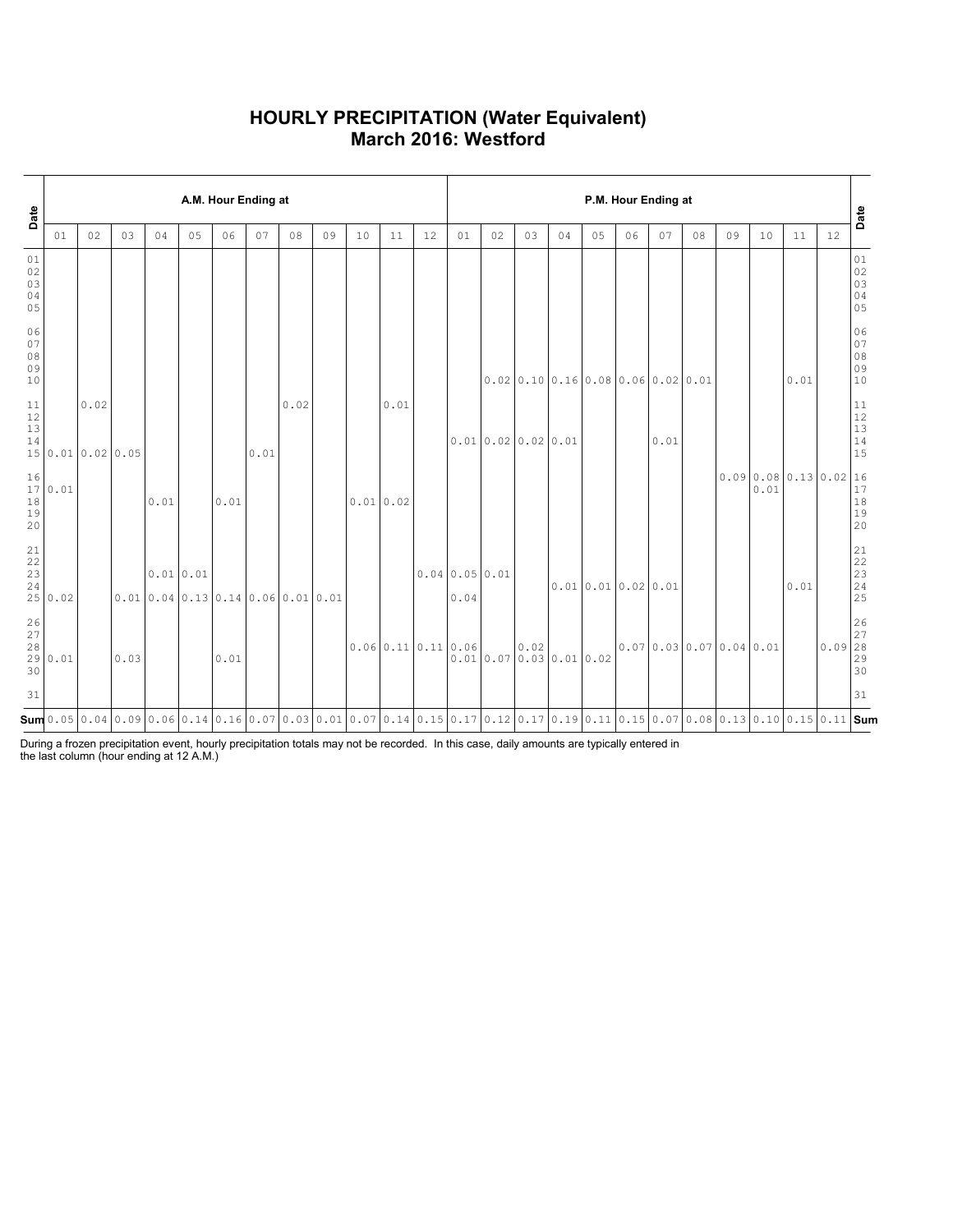# HOURLY PRECIPITATION (Water Equivalent)
# March 2016: Westford

| Date | A.M. Hour Ending at | | | | | | | | | | | | P.M. Hour Ending at | | | | | | | | | | | | Date |
|---|---|---|---|---|---|---|---|---|---|---|---|---|---|---|---|---|---|---|---|---|---|---|---|---|---|
| | 01 | 02 | 03 | 04 | 05 | 06 | 07 | 08 | 09 | 10 | 11 | 12 | 01 | 02 | 03 | 04 | 05 | 06 | 07 | 08 | 09 | 10 | 11 | 12 | |
| 01 | | | | | | | | | | | | | | | | | | | | | | | | | 01 |
| 02 | | | | | | | | | | | | | | | | | | | | | | | | | 02 |
| 03 | | | | | | | | | | | | | | | | | | | | | | | | | 03 |
| 04 | | | | | | | | | | | | | | | | | | | | | | | | | 04 |
| 05 | | | | | | | | | | | | | | | | | | | | | | | | | 05 |
| 06 | | | | | | | | | | | | | | | | | | | | | | | | | 06 |
| 07 | | | | | | | | | | | | | | | | | | | | | | | | | 07 |
| 08 | | | | | | | | | | | | | | | | | | | | | | | | | 08 |
| 09 | | | | | | | | | | | | | | | | | | | | | | | | | 09 |
| 10 | | | | | | | | | | | | | | 0.02 | 0.10 | 0.16 | 0.08 | 0.06 | 0.02 | 0.01 | | | 0.01 | | 10 |
| 11 | | 0.02 | | | | | | 0.02 | | | 0.01 | | | | | | | | | | | | | | 11 |
| 12 | | | | | | | | | | | | | | | | | | | | | | | | | 12 |
| 13 | | | | | | | | | | | | | | | | | | | | | | | | | 13 |
| 14 | | | | | | | | | | | | | 0.01 | 0.02 | 0.02 | 0.01 | | | 0.01 | | | | | | 14 |
| 15 | 0.01 | 0.02 | 0.05 | | | | 0.01 | | | | | | | | | | | | | | | | | | 15 |
| 16 | | | | | | | | | | | | | | | | | | | | | 0.09 | 0.08 | 0.13 | 0.02 | 16 |
| 17 | 0.01 | | | | | | | | | | | | | | | | | | | | | 0.01 | | | 17 |
| 18 | | | | 0.01 | | 0.01 | | | | 0.01 | 0.02 | | | | | | | | | | | | | | 18 |
| 19 | | | | | | | | | | | | | | | | | | | | | | | | | 19 |
| 20 | | | | | | | | | | | | | | | | | | | | | | | | | 20 |
| 21 | | | | | | | | | | | | | | | | | | | | | | | | | 21 |
| 22 | | | | | | | | | | | | | | | | | | | | | | | | | 22 |
| 23 | | | | 0.01 | 0.01 | | | | | | | 0.04 | 0.05 | 0.01 | | | | | | | | | | | 23 |
| 24 | | | | | | | | | | | | | | | | 0.01 | 0.01 | 0.02 | 0.01 | | | | 0.01 | | 24 |
| 25 | 0.02 | | 0.01 | 0.04 | 0.13 | 0.14 | 0.06 | 0.01 | 0.01 | | | | 0.04 | | | | | | | | | | | | 25 |
| 26 | | | | | | | | | | | | | | | | | | | | | | | | | 26 |
| 27 | | | | | | | | | | | | | | | | | | | | | | | | | 27 |
| 28 | | | | | | | | | | 0.06 | 0.11 | 0.11 | 0.06 | | 0.02 | | | 0.07 | 0.03 | 0.07 | 0.04 | 0.01 | | 0.09 | 28 |
| 29 | 0.01 | | 0.03 | | | 0.01 | | | | | | | 0.01 | 0.07 | 0.03 | 0.01 | 0.02 | | | | | | | | 29 |
| 30 | | | | | | | | | | | | | | | | | | | | | | | | | 30 |
| 31 | | | | | | | | | | | | | | | | | | | | | | | | | 31 |
| **Sum** | 0.05 | 0.04 | 0.09 | 0.06 | 0.14 | 0.16 | 0.07 | 0.03 | 0.01 | 0.07 | 0.14 | 0.15 | 0.17 | 0.12 | 0.17 | 0.19 | 0.11 | 0.15 | 0.07 | 0.08 | 0.13 | 0.10 | 0.15 | 0.11 | **Sum** |

During a frozen precipitation event, hourly precipitation totals may not be recorded. In this case, daily amounts are typically entered in the last column (hour ending at 12 A.M.)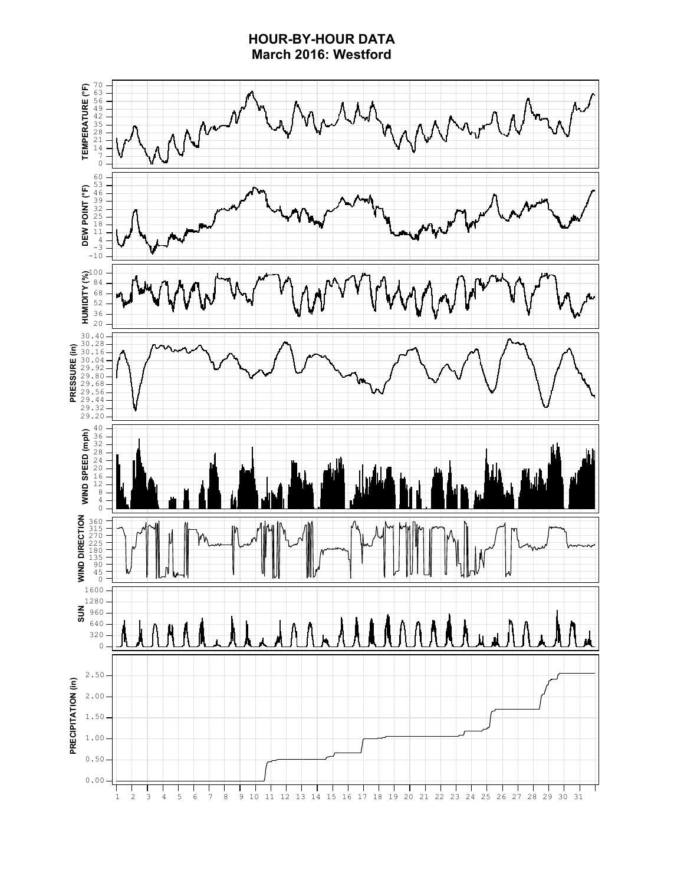# HOUR-BY-HOUR DATA
## March 2016: Westford

TEMPERATURE (°F)

DEW POINT (°F)

HUMIDITY (%)

PRESSURE (in)

WIND SPEED (mph)

WIND DIRECTION

SUN

PRECIPITATION (in)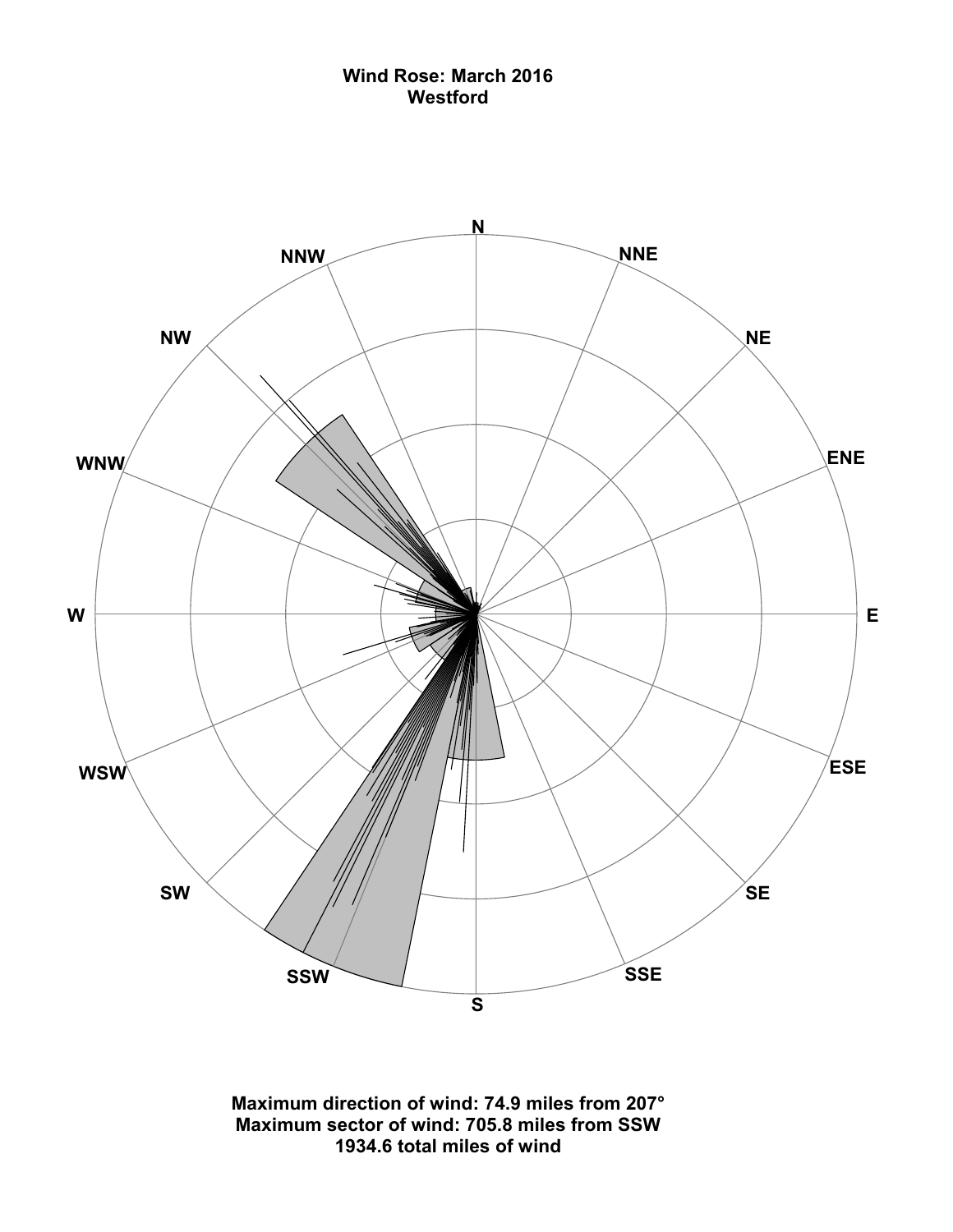Wind Rose: March 2016
Westford

N
NNE
NE
ENE
E
ESE
SE
SSE
S
SSW
SW
WSW
W
WNW
NW
NNW

Maximum direction of wind: 74.9 miles from 207°
Maximum sector of wind: 705.8 miles from SSW
1934.6 total miles of wind